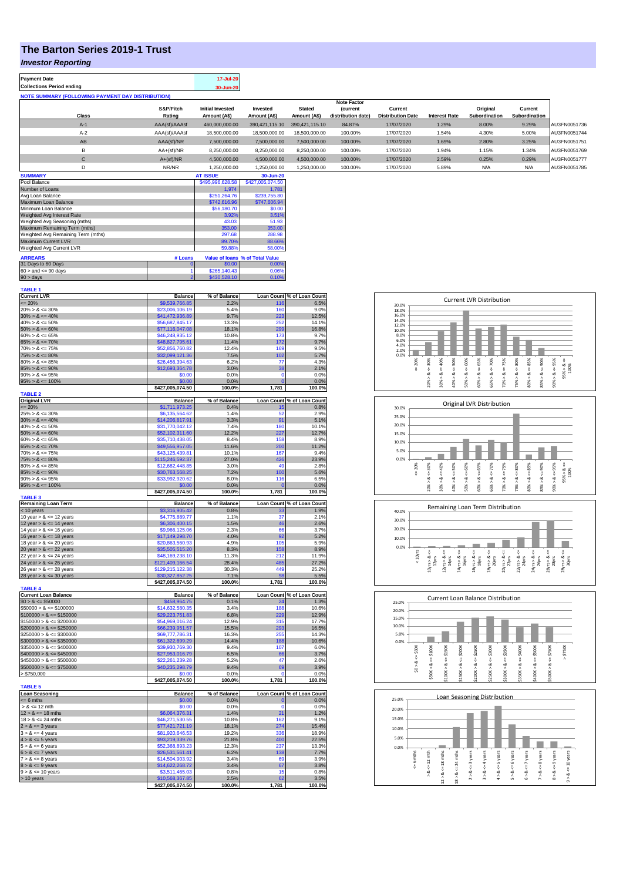# The Barton Series 2019-1 Trust

## *Investor Reporting*

| | |
|---|---|
| **Payment Date** | 17-Jul-20 |
| **Collections Period ending** | 30-Jun-20 |

**NOTE SUMMARY (FOLLOWING PAYMENT DAY DISTRIBUTION)**

| Class | S&P/Fitch Rating | Initial Invested Amount (A$) | Invested Amount (A$) | Stated Amount (A$) | Note Factor (current distribution date) | Current Distribution Date | Interest Rate | Original Subordination | Current Subordination | |
|---|---|---|---|---|---|---|---|---|---|---|
| A-1 | AAA(sf)/AAAsf | 460,000,000.00 | 390,421,115.10 | 390,421,115.10 | 84.87% | 17/07/2020 | 1.29% | 8.00% | 9.29% | AU3FN0051736 |
| A-2 | AAA(sf)/AAAsf | 18,500,000.00 | 18,500,000.00 | 18,500,000.00 | 100.00% | 17/07/2020 | 1.54% | 4.30% | 5.00% | AU3FN0051744 |
| AB | AAA(sf)/NR | 7,500,000.00 | 7,500,000.00 | 7,500,000.00 | 100.00% | 17/07/2020 | 1.69% | 2.80% | 3.25% | AU3FN0051751 |
| B | AA+(sf)/NR | 8,250,000.00 | 8,250,000.00 | 8,250,000.00 | 100.00% | 17/07/2020 | 1.94% | 1.15% | 1.34% | AU3FN0051769 |
| C | A+(sf)/NR | 4,500,000.00 | 4,500,000.00 | 4,500,000.00 | 100.00% | 17/07/2020 | 2.59% | 0.25% | 0.29% | AU3FN0051777 |
| D | NR/NR | 1,250,000.00 | 1,250,000.00 | 1,250,000.00 | 100.00% | 17/07/2020 | 5.89% | N/A | N/A | AU3FN0051785 |

| SUMMARY | AT ISSUE | 30-Jun-20 |
|---|---|---|
| Pool Balance | $495,996,628.58 | $427,005,074.50 |
| Number of Loans | 1,974 | 1,781 |
| Avg Loan Balance | $251,264.76 | $239,755.80 |
| Maximum Loan Balance | $742,616.96 | $747,606.94 |
| Minimum Loan Balance | $56,180.70 | $0.00 |
| Weighted Avg Interest Rate | 3.92% | 3.51% |
| Weighted Avg Seasoning (mths) | 43.03 | 51.93 |
| Maximum Remaining Term (mths) | 353.00 | 353.00 |
| Weighted Avg Remaining Term (mths) | 297.68 | 288.98 |
| Maximum Current LVR | 89.70% | 88.66% |
| Weighted Avg Current LVR | 59.88% | 58.00% |

| ARREARS | # Loans | Value of loans | % of Total Value |
|---|---|---|---|
| 31 Days to 60 Days | 0 | $0.00 | 0.00% |
| 60 > and <= 90 days | 1 | $265,140.43 | 0.06% |
| 90 > days | 2 | $430,528.10 | 0.10% |

**TABLE 1**

| Current LVR | Balance | % of Balance | Loan Count | % of Loan Count |
|---|---|---|---|---|
| <= 20% | $9,539,766.85 | 2.2% | 116 | 6.5% |
| 20% > & <= 30% | $23,006,106.19 | 5.4% | 160 | 9.0% |
| 30% > & <= 40% | $41,472,936.89 | 9.7% | 223 | 12.5% |
| 40% > & <= 50% | $56,687,845.17 | 13.3% | 252 | 14.1% |
| 50% > & <= 60% | $77,116,047.08 | 18.1% | 299 | 16.8% |
| 60% > & <= 65% | $46,248,935.12 | 10.8% | 173 | 9.7% |
| 65% > & <= 70% | $48,827,795.61 | 11.4% | 172 | 9.7% |
| 70% > & <= 75% | $52,856,760.82 | 12.4% | 169 | 9.5% |
| 75% > & <= 80% | $32,099,121.36 | 7.5% | 102 | 5.7% |
| 80% > & <= 85% | $26,456,394.63 | 6.2% | 77 | 4.3% |
| 85% > & <= 90% | $12,693,364.78 | 3.0% | 38 | 2.1% |
| 90% > & <= 95% | $0.00 | 0.0% | 0 | 0.0% |
| 95% > & <= 100% | $0.00 | 0.0% | 0 | 0.0% |
| | $427,005,074.50 | 100.0% | 1,781 | 100.0% |

**TABLE 2**

| Original LVR | Balance | % of Balance | Loan Count | % of Loan Count |
|---|---|---|---|---|
| <= 20% | $1,711,973.25 | 0.4% | 15 | 0.8% |
| 25% > & <= 30% | $6,135,564.62 | 1.4% | 52 | 2.9% |
| 30% > & <= 40% | $14,206,817.91 | 3.3% | 91 | 5.1% |
| 40% > & <= 50% | $31,770,042.12 | 7.4% | 180 | 10.1% |
| 50% > & <= 60% | $52,102,311.60 | 12.2% | 227 | 12.7% |
| 60% > & <= 65% | $35,710,438.05 | 8.4% | 158 | 8.9% |
| 65% > & <= 70% | $49,556,957.05 | 11.6% | 200 | 11.2% |
| 70% > & <= 75% | $43,125,439.81 | 10.1% | 167 | 9.4% |
| 75% > & <= 80% | $115,246,592.37 | 27.0% | 426 | 23.9% |
| 80% > & <= 85% | $12,682,448.85 | 3.0% | 49 | 2.8% |
| 85% > & <= 90% | $30,763,568.25 | 7.2% | 100 | 5.6% |
| 90% > & <= 95% | $33,992,920.62 | 8.0% | 116 | 6.5% |
| 95% > & <= 100% | $0.00 | 0.0% | 0 | 0.0% |
| | $427,005,074.50 | 100.0% | 1,781 | 100.0% |

**TABLE 3**

| Remaining Loan Term | Balance | % of Balance | Loan Count | % of Loan Count |
|---|---|---|---|---|
| < 10 years | $3,316,905.42 | 0.8% | 33 | 1.9% |
| 10 year > & <= 12 years | $4,775,889.77 | 1.1% | 37 | 2.1% |
| 12 year > & <= 14 years | $6,306,400.15 | 1.5% | 46 | 2.6% |
| 14 year > & <= 16 years | $9,966,125.06 | 2.3% | 66 | 3.7% |
| 16 year > & <= 18 years | $17,149,298.70 | 4.0% | 92 | 5.2% |
| 18 year > & <= 20 years | $20,863,560.93 | 4.9% | 105 | 5.9% |
| 20 year > & <= 22 years | $35,505,515.20 | 8.3% | 158 | 8.9% |
| 22 year > & <= 24 years | $48,169,238.10 | 11.3% | 212 | 11.9% |
| 24 year > & <= 26 years | $121,409,166.54 | 28.4% | 485 | 27.2% |
| 26 year > & <= 28 years | $129,215,122.38 | 30.3% | 449 | 25.2% |
| 28 year > & <= 30 years | $30,327,852.25 | 7.1% | 98 | 5.5% |
| | $427,005,074.50 | 100.0% | 1,781 | 100.0% |

**TABLE 4**

| Current Loan Balance | Balance | % of Balance | Loan Count | % of Loan Count |
|---|---|---|---|---|
| $0 > & <= $50000 | $458,964.75 | 0.1% | 24 | 1.3% |
| $50000 > & <= $100000 | $14,632,580.35 | 3.4% | 188 | 10.6% |
| $100000 > & <= $150000 | $29,223,751.83 | 6.8% | 229 | 12.9% |
| $150000 > & <= $200000 | $54,969,016.24 | 12.9% | 315 | 17.7% |
| $200000 > & <= $250000 | $66,239,951.57 | 15.5% | 293 | 16.5% |
| $250000 > & <= $300000 | $69,777,786.31 | 16.3% | 255 | 14.3% |
| $300000 > & <= $350000 | $61,322,699.29 | 14.4% | 188 | 10.6% |
| $350000 > & <= $400000 | $39,930,769.30 | 9.4% | 107 | 6.0% |
| $400000 > & <= $450000 | $27,953,016.79 | 6.5% | 66 | 3.7% |
| $450000 > & <= $500000 | $22,261,239.28 | 5.2% | 47 | 2.6% |
| $500000 > & <= $750000 | $40,235,298.79 | 9.4% | 69 | 3.9% |
| > $750,000 | $0.00 | 0.0% | 0 | 0.0% |
| | $427,005,074.50 | 100.0% | 1,781 | 100.0% |

**TABLE 5**

| Loan Seasoning | Balance | % of Balance | Loan Count | % of Loan Count |
|---|---|---|---|---|
| <= 6 mths | $0.00 | 0.0% | 0 | 0.0% |
| > & <= 12 mth | $0.00 | 0.0% | 0 | 0.0% |
| 12 > & <= 18 mths | $6,064,376.31 | 1.4% | 21 | 1.2% |
| 18 > & <= 24 mths | $46,271,530.55 | 10.8% | 162 | 9.1% |
| 2 > & <= 3 years | $77,421,721.19 | 18.1% | 274 | 15.4% |
| 3 > & <= 4 years | $81,920,646.53 | 19.2% | 336 | 18.9% |
| 4 > & <= 5 years | $93,219,339.76 | 21.8% | 400 | 22.5% |
| 5 > & <= 6 years | $52,368,893.23 | 12.3% | 237 | 13.3% |
| 6 > & <= 7 years | $26,531,561.41 | 6.2% | 138 | 7.7% |
| 7 > & <= 8 years | $14,504,903.92 | 3.4% | 69 | 3.9% |
| 8 > & <= 9 years | $14,622,268.72 | 3.4% | 67 | 3.8% |
| 9 > & <= 10 years | $3,511,465.03 | 0.8% | 15 | 0.8% |
| > 10 years | $10,568,367.85 | 2.5% | 62 | 3.5% |
| | $427,005,074.50 | 100.0% | 1,781 | 100.0% |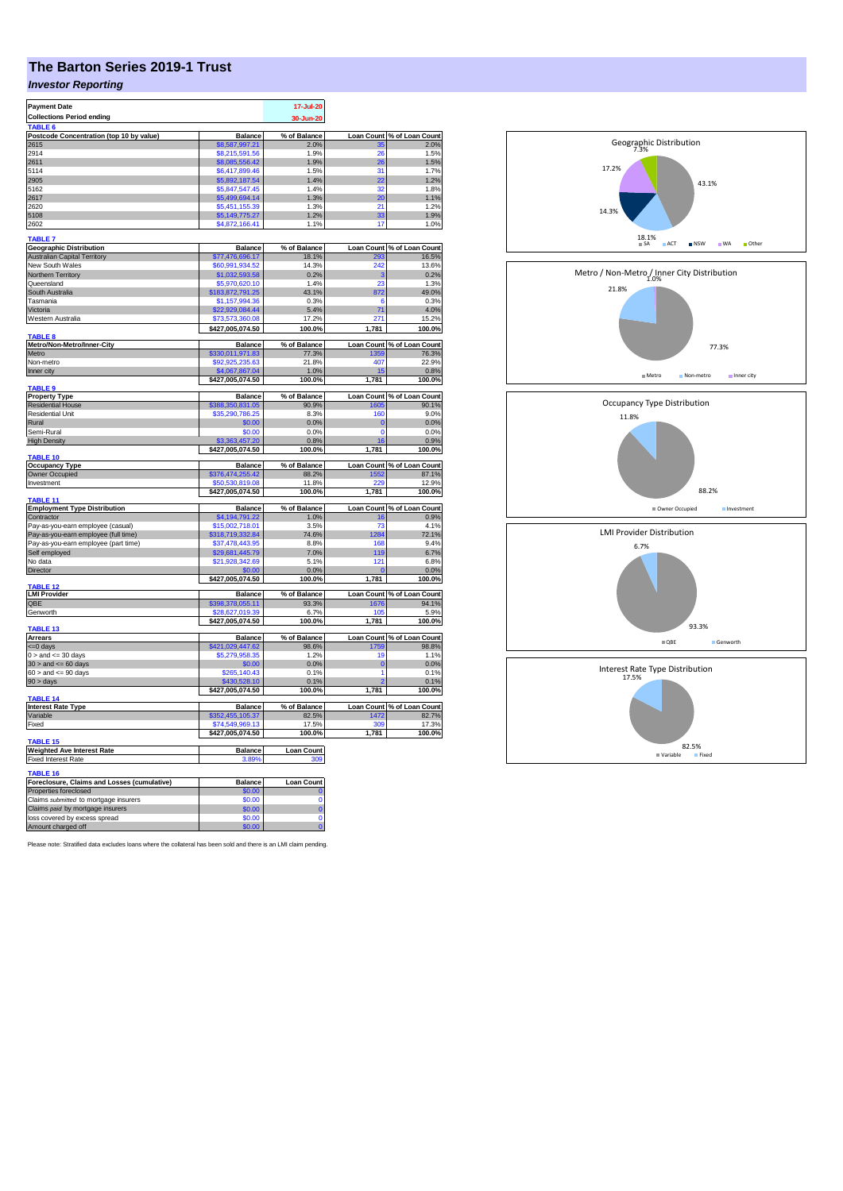# The Barton Series 2019-1 Trust

## *Investor Reporting*

| Payment Date | 17-Jul-20 |
|---|---|
| Collections Period ending | 30-Jun-20 |

**TABLE 6**

| Postcode Concentration (top 10 by value) | Balance | % of Balance | Loan Count | % of Loan Count |
|---|---|---|---|---|
| 2615 | $8,587,997.21 | 2.0% | 35 | 2.0% |
| 2914 | $8,215,591.56 | 1.9% | 26 | 1.5% |
| 2611 | $8,085,556.42 | 1.9% | 26 | 1.5% |
| 5114 | $6,417,899.46 | 1.5% | 31 | 1.7% |
| 2905 | $5,892,187.54 | 1.4% | 22 | 1.2% |
| 5162 | $5,847,547.45 | 1.4% | 32 | 1.8% |
| 2617 | $5,499,694.14 | 1.3% | 20 | 1.1% |
| 2620 | $5,451,155.39 | 1.3% | 21 | 1.2% |
| 5108 | $5,149,775.27 | 1.2% | 33 | 1.9% |
| 2602 | $4,872,166.41 | 1.1% | 17 | 1.0% |

**TABLE 7**

| Geographic Distribution | Balance | % of Balance | Loan Count | % of Loan Count |
|---|---|---|---|---|
| Australian Capital Territory | $77,476,696.17 | 18.1% | 293 | 16.5% |
| New South Wales | $60,991,934.52 | 14.3% | 242 | 13.6% |
| Northern Territory | $1,032,593.58 | 0.2% | 3 | 0.2% |
| Queensland | $5,970,620.10 | 1.4% | 23 | 1.3% |
| South Australia | $183,872,791.25 | 43.1% | 872 | 49.0% |
| Tasmania | $1,157,994.36 | 0.3% | 6 | 0.3% |
| Victoria | $22,929,084.44 | 5.4% | 71 | 4.0% |
| Western Australia | $73,573,360.08 | 17.2% | 271 | 15.2% |
| | $427,005,074.50 | 100.0% | 1,781 | 100.0% |

**TABLE 8**

| Metro/Non-Metro/Inner-City | Balance | % of Balance | Loan Count | % of Loan Count |
|---|---|---|---|---|
| Metro | $330,011,971.83 | 77.3% | 1359 | 76.3% |
| Non-metro | $92,925,235.63 | 21.8% | 407 | 22.9% |
| Inner city | $4,067,867.04 | 1.0% | 15 | 0.8% |
| | $427,005,074.50 | 100.0% | 1,781 | 100.0% |

**TABLE 9**

| Property Type | Balance | % of Balance | Loan Count | % of Loan Count |
|---|---|---|---|---|
| Residential House | $388,350,831.05 | 90.9% | 1605 | 90.1% |
| Residential Unit | $35,290,786.25 | 8.3% | 160 | 9.0% |
| Rural | $0.00 | 0.0% | 0 | 0.0% |
| Semi-Rural | $0.00 | 0.0% | 0 | 0.0% |
| High Density | $3,363,457.20 | 0.8% | 16 | 0.9% |
| | $427,005,074.50 | 100.0% | 1,781 | 100.0% |

**TABLE 10**

| Occupancy Type | Balance | % of Balance | Loan Count | % of Loan Count |
|---|---|---|---|---|
| Owner Occupied | $376,474,255.42 | 88.2% | 1552 | 87.1% |
| Investment | $50,530,819.08 | 11.8% | 229 | 12.9% |
| | $427,005,074.50 | 100.0% | 1,781 | 100.0% |

**TABLE 11**

| Employment Type Distribution | Balance | % of Balance | Loan Count | % of Loan Count |
|---|---|---|---|---|
| Contractor | $4,194,791.22 | 1.0% | 16 | 0.9% |
| Pay-as-you-earn employee (casual) | $15,002,718.01 | 3.5% | 73 | 4.1% |
| Pay-as-you-earn employee (full time) | $318,719,332.84 | 74.6% | 1284 | 72.1% |
| Pay-as-you-earn employee (part time) | $37,478,443.95 | 8.8% | 168 | 9.4% |
| Self employed | $29,681,445.79 | 7.0% | 119 | 6.7% |
| No data | $21,928,342.69 | 5.1% | 121 | 6.8% |
| Director | $0.00 | 0.0% | 0 | 0.0% |
| | $427,005,074.50 | 100.0% | 1,781 | 100.0% |

**TABLE 12**

| LMI Provider | Balance | % of Balance | Loan Count | % of Loan Count |
|---|---|---|---|---|
| QBE | $398,378,055.11 | 93.3% | 1676 | 94.1% |
| Genworth | $28,627,019.39 | 6.7% | 105 | 5.9% |
| | $427,005,074.50 | 100.0% | 1,781 | 100.0% |

**TABLE 13**

| Arrears | Balance | % of Balance | Loan Count | % of Loan Count |
|---|---|---|---|---|
| <=0 days | $421,029,447.62 | 98.6% | 1759 | 98.8% |
| 0 > and <= 30 days | $5,279,958.35 | 1.2% | 19 | 1.1% |
| 30 > and <= 60 days | $0.00 | 0.0% | 0 | 0.0% |
| 60 > and <= 90 days | $265,140.43 | 0.1% | 1 | 0.1% |
| 90 > days | $430,528.10 | 0.1% | 2 | 0.1% |
| | $427,005,074.50 | 100.0% | 1,781 | 100.0% |

**TABLE 14**

| Interest Rate Type | Balance | % of Balance | Loan Count | % of Loan Count |
|---|---|---|---|---|
| Variable | $352,455,105.37 | 82.5% | 1472 | 82.7% |
| Fixed | $74,549,969.13 | 17.5% | 309 | 17.3% |
| | $427,005,074.50 | 100.0% | 1,781 | 100.0% |

**TABLE 15**

| Weighted Ave Interest Rate | Balance | Loan Count |
|---|---|---|
| Fixed Interest Rate | 3.89% | 309 |

**TABLE 16**

| Foreclosure, Claims and Losses (cumulative) | Balance | Loan Count |
|---|---|---|
| Properties foreclosed | $0.00 | 0 |
| Claims *submitted* to mortgage insurers | $0.00 | 0 |
| Claims *paid* by mortgage insurers | $0.00 | 0 |
| loss covered by excess spread | $0.00 | 0 |
| Amount charged off | $0.00 | 0 |

Please note: Stratified data excludes loans where the collateral has been sold and there is an LMI claim pending.

Geographic Distribution: SA 43.1%, ACT 18.1%, NSW 14.3%, WA 17.2%, Other 7.3%

Metro / Non-Metro / Inner City Distribution: Metro 77.3%, Non-metro 21.8%, Inner city 1.0%

Occupancy Type Distribution: Owner Occupied 88.2%, Investment 11.8%

LMI Provider Distribution: QBE 93.3%, Genworth 6.7%

Interest Rate Type Distribution: Variable 82.5%, Fixed 17.5%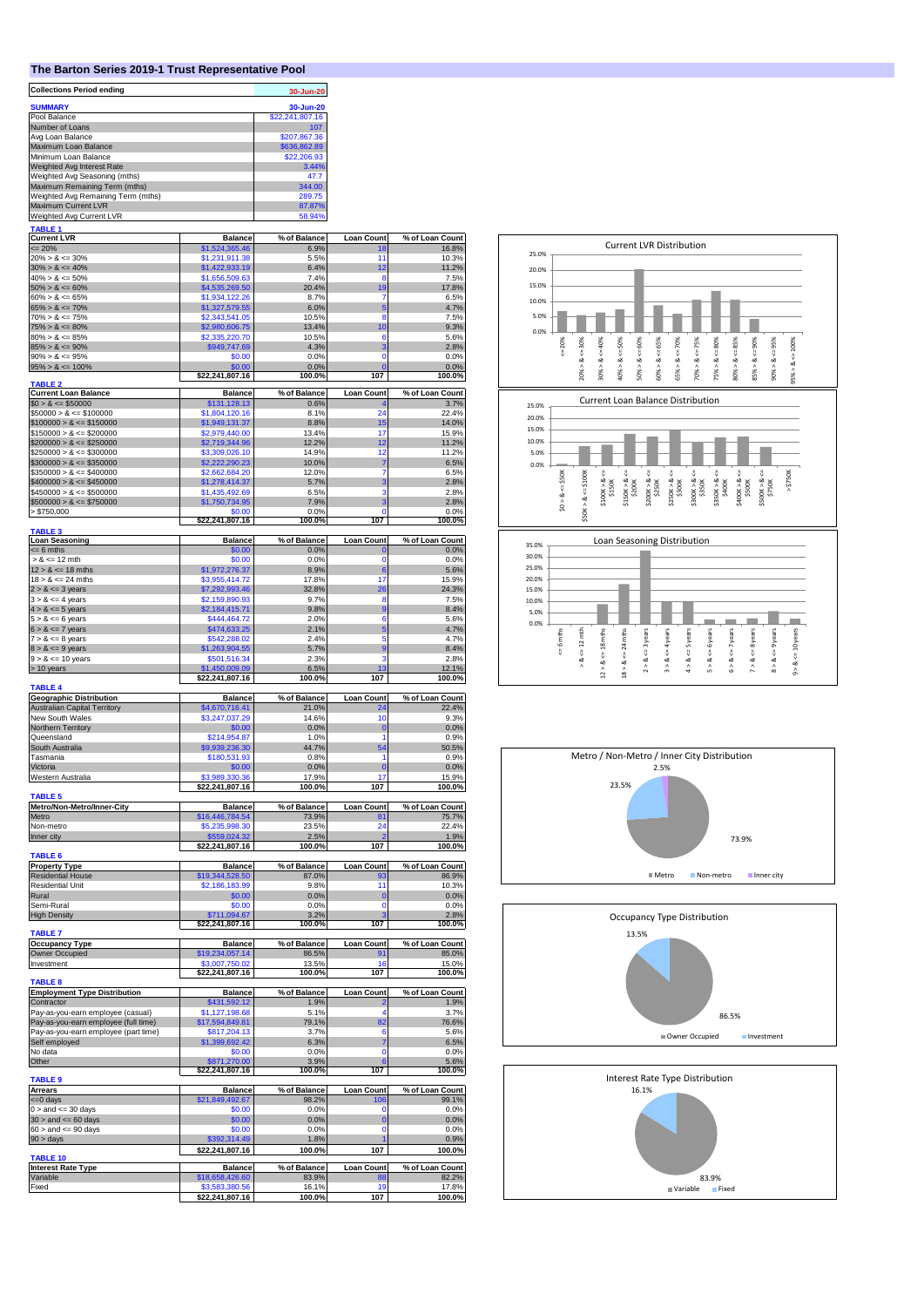# The Barton Series 2019-1 Trust Representative Pool

| Collections Period ending | 30-Jun-20 |
|---|---|

| SUMMARY | 30-Jun-20 |
|---|---|
| Pool Balance | $22,241,807.16 |
| Number of Loans | 107 |
| Avg Loan Balance | $207,867.36 |
| Maximum Loan Balance | $636,862.89 |
| Minimum Loan Balance | $22,206.93 |
| Weighted Avg Interest Rate | 3.44% |
| Weighted Avg Seasoning (mths) | 47.7 |
| Maximum Remaining Term (mths) | 344.00 |
| Weighted Avg Remaining Term (mths) | 289.75 |
| Maximum Current LVR | 87.87% |
| Weighted Avg Current LVR | 58.94% |

**TABLE 1**

| Current LVR | Balance | % of Balance | Loan Count | % of Loan Count |
|---|---|---|---|---|
| <= 20% | $1,524,365.46 | 6.9% | 18 | 16.8% |
| 20% > & <= 30% | $1,231,911.38 | 5.5% | 11 | 10.3% |
| 30% > & <= 40% | $1,422,933.19 | 6.4% | 12 | 11.2% |
| 40% > & <= 50% | $1,656,509.63 | 7.4% | 8 | 7.5% |
| 50% > & <= 60% | $4,535,269.50 | 20.4% | 19 | 17.8% |
| 60% > & <= 65% | $1,934,122.26 | 8.7% | 7 | 6.5% |
| 65% > & <= 70% | $1,327,579.55 | 6.0% | 5 | 4.7% |
| 70% > & <= 75% | $2,343,541.05 | 10.5% | 8 | 7.5% |
| 75% > & <= 80% | $2,980,606.75 | 13.4% | 10 | 9.3% |
| 80% > & <= 85% | $2,335,220.70 | 10.5% | 6 | 5.6% |
| 85% > & <= 90% | $949,747.69 | 4.3% | 3 | 2.8% |
| 90% > & <= 95% | $0.00 | 0.0% | 0 | 0.0% |
| 95% > & <= 100% | $0.00 | 0.0% | 0 | 0.0% |
| | $22,241,807.16 | 100.0% | 107 | 100.0% |

**TABLE 2**

| Current Loan Balance | Balance | % of Balance | Loan Count | % of Loan Count |
|---|---|---|---|---|
| $0 > & <= $50000 | $131,128.13 | 0.6% | 4 | 3.7% |
| $50000 > & <= $100000 | $1,804,120.16 | 8.1% | 24 | 22.4% |
| $100000 > & <= $150000 | $1,949,131.37 | 8.8% | 15 | 14.0% |
| $150000 > & <= $200000 | $2,979,440.00 | 13.4% | 17 | 15.9% |
| $200000 > & <= $250000 | $2,719,344.96 | 12.2% | 12 | 11.2% |
| $250000 > & <= $300000 | $3,309,026.10 | 14.9% | 12 | 11.2% |
| $300000 > & <= $350000 | $2,222,290.23 | 10.0% | 7 | 6.5% |
| $350000 > & <= $400000 | $2,662,684.20 | 12.0% | 7 | 6.5% |
| $400000 > & <= $450000 | $1,278,414.37 | 5.7% | 3 | 2.8% |
| $450000 > & <= $500000 | $1,435,492.69 | 6.5% | 3 | 2.8% |
| $500000 > & <= $750000 | $1,750,734.95 | 7.9% | 3 | 2.8% |
| > $750,000 | $0.00 | 0.0% | 0 | 0.0% |
| | $22,241,807.16 | 100.0% | 107 | 100.0% |

**TABLE 3**

| Loan Seasoning | Balance | % of Balance | Loan Count | % of Loan Count |
|---|---|---|---|---|
| <= 6 mths | $0.00 | 0.0% | 0 | 0.0% |
| > & <= 12 mth | $0.00 | 0.0% | 0 | 0.0% |
| 12 > & <= 18 mths | $1,972,276.37 | 8.9% | 6 | 5.6% |
| 18 > & <= 24 mths | $3,955,414.72 | 17.8% | 17 | 15.9% |
| 2 > & <= 3 years | $7,292,993.46 | 32.8% | 26 | 24.3% |
| 3 > & <= 4 years | $2,159,890.93 | 9.7% | 8 | 7.5% |
| 4 > & <= 5 years | $2,184,415.71 | 9.8% | 9 | 8.4% |
| 5 > & <= 6 years | $444,464.72 | 2.0% | 6 | 5.6% |
| 6 > & <= 7 years | $474,633.25 | 2.1% | 5 | 4.7% |
| 7 > & <= 8 years | $542,288.02 | 2.4% | 5 | 4.7% |
| 8 > & <= 9 years | $1,263,904.55 | 5.7% | 9 | 8.4% |
| 9 > & <= 10 years | $501,516.34 | 2.3% | 3 | 2.8% |
| > 10 years | $1,450,009.09 | 6.5% | 13 | 12.1% |
| | $22,241,807.16 | 100.0% | 107 | 100.0% |

**TABLE 4**

| Geographic Distribution | Balance | % of Balance | Loan Count | % of Loan Count |
|---|---|---|---|---|
| Australian Capital Territory | $4,670,716.41 | 21.0% | 24 | 22.4% |
| New South Wales | $3,247,037.29 | 14.6% | 10 | 9.3% |
| Northern Territory | $0.00 | 0.0% | 0 | 0.0% |
| Queensland | $214,954.87 | 1.0% | 1 | 0.9% |
| South Australia | $9,939,236.30 | 44.7% | 54 | 50.5% |
| Tasmania | $180,531.93 | 0.8% | 1 | 0.9% |
| Victoria | $0.00 | 0.0% | 0 | 0.0% |
| Western Australia | $3,989,330.36 | 17.9% | 17 | 15.9% |
| | $22,241,807.16 | 100.0% | 107 | 100.0% |

**TABLE 5**

| Metro/Non-Metro/Inner-City | Balance | % of Balance | Loan Count | % of Loan Count |
|---|---|---|---|---|
| Metro | $16,446,784.54 | 73.9% | 81 | 75.7% |
| Non-metro | $5,235,998.30 | 23.5% | 24 | 22.4% |
| Inner city | $559,024.32 | 2.5% | 2 | 1.9% |
| | $22,241,807.16 | 100.0% | 107 | 100.0% |

**TABLE 6**

| Property Type | Balance | % of Balance | Loan Count | % of Loan Count |
|---|---|---|---|---|
| Residential House | $19,344,528.50 | 87.0% | 93 | 86.9% |
| Residential Unit | $2,186,183.99 | 9.8% | 11 | 10.3% |
| Rural | $0.00 | 0.0% | 0 | 0.0% |
| Semi-Rural | $0.00 | 0.0% | 0 | 0.0% |
| High Density | $711,094.67 | 3.2% | 3 | 2.8% |
| | $22,241,807.16 | 100.0% | 107 | 100.0% |

**TABLE 7**

| Occupancy Type | Balance | % of Balance | Loan Count | % of Loan Count |
|---|---|---|---|---|
| Owner Occupied | $19,234,057.14 | 86.5% | 91 | 85.0% |
| Investment | $3,007,750.02 | 13.5% | 16 | 15.0% |
| | $22,241,807.16 | 100.0% | 107 | 100.0% |

**TABLE 8**

| Employment Type Distribution | Balance | % of Balance | Loan Count | % of Loan Count |
|---|---|---|---|---|
| Contractor | $431,592.12 | 1.9% | 2 | 1.9% |
| Pay-as-you-earn employee (casual) | $1,127,198.68 | 5.1% | 4 | 3.7% |
| Pay-as-you-earn employee (full time) | $17,594,849.81 | 79.1% | 82 | 76.6% |
| Pay-as-you-earn employee (part time) | $817,204.13 | 3.7% | 6 | 5.6% |
| Self employed | $1,399,692.42 | 6.3% | 7 | 6.5% |
| No data | $0.00 | 0.0% | 0 | 0.0% |
| Other | $871,270.00 | 3.9% | 6 | 5.6% |
| | $22,241,807.16 | 100.0% | 107 | 100.0% |

**TABLE 9**

| Arrears | Balance | % of Balance | Loan Count | % of Loan Count |
|---|---|---|---|---|
| <=0 days | $21,849,492.67 | 98.2% | 106 | 99.1% |
| 0 > and <= 30 days | $0.00 | 0.0% | 0 | 0.0% |
| 30 > and <= 60 days | $0.00 | 0.0% | 0 | 0.0% |
| 60 > and <= 90 days | $0.00 | 0.0% | 0 | 0.0% |
| 90 > days | $392,314.49 | 1.8% | 1 | 0.9% |
| | $22,241,807.16 | 100.0% | 107 | 100.0% |

**TABLE 10**

| Interest Rate Type | Balance | % of Balance | Loan Count | % of Loan Count |
|---|---|---|---|---|
| Variable | $18,658,426.60 | 83.9% | 88 | 82.2% |
| Fixed | $3,583,380.56 | 16.1% | 19 | 17.8% |
| | $22,241,807.16 | 100.0% | 107 | 100.0% |

Current LVR Distribution

Current Loan Balance Distribution

Loan Seasoning Distribution

Metro / Non-Metro / Inner City Distribution
2.5%
23.5%
73.9%
Metro Non-metro Inner city

Occupancy Type Distribution
13.5%
86.5%
Owner Occupied Investment

Interest Rate Type Distribution
16.1%
83.9%
Variable Fixed